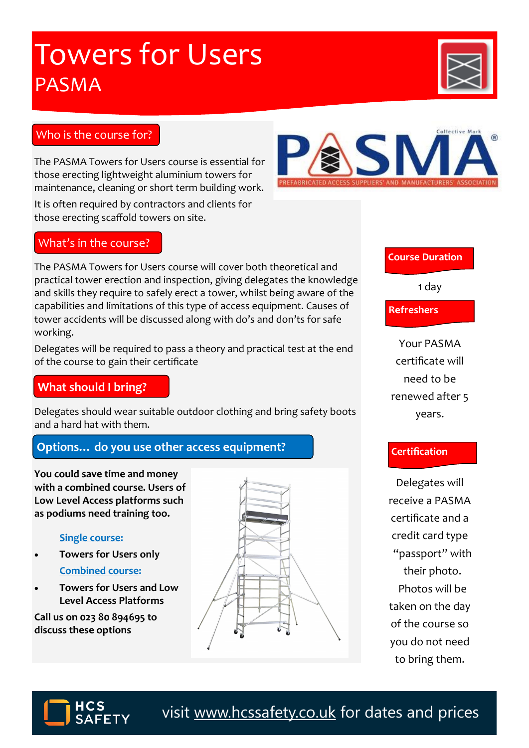# Towers for Users

## PASMA

PASMA — PREFABRICATED ACCESS SUPPLIERS' AND MANUFACTURERS' ASSOCIATION

### Who is the course for?

The PASMA Towers for Users course is essential for those erecting lightweight aluminium towers for maintenance, cleaning or short term building work.

It is often required by contractors and clients for those erecting scaffold towers on site.

### What's in the course?

The PASMA Towers for Users course will cover both theoretical and practical tower erection and inspection, giving delegates the knowledge and skills they require to safely erect a tower, whilst being aware of the capabilities and limitations of this type of access equipment. Causes of tower accidents will be discussed along with do's and don'ts for safe working.

Delegates will be required to pass a theory and practical test at the end of the course to gain their certificate

### What should I bring?

Delegates should wear suitable outdoor clothing and bring safety boots and a hard hat with them.

### Options... do you use other access equipment?

**You could save time and money with a combined course. Users of Low Level Access platforms such as podiums need training too.**

**Single course:**

- **Towers for Users only**

**Combined course:**

- **Towers for Users and Low Level Access Platforms**

**Call us on 023 80 894695 to discuss these options**

### Course Duration

1 day

### Refreshers

Your PASMA certificate will need to be renewed after 5 years.

### Certification

Delegates will receive a PASMA certificate and a credit card type "passport" with their photo. Photos will be taken on the day of the course so you do not need to bring them.

HCS SAFETY

visit www.hcssafety.co.uk for dates and prices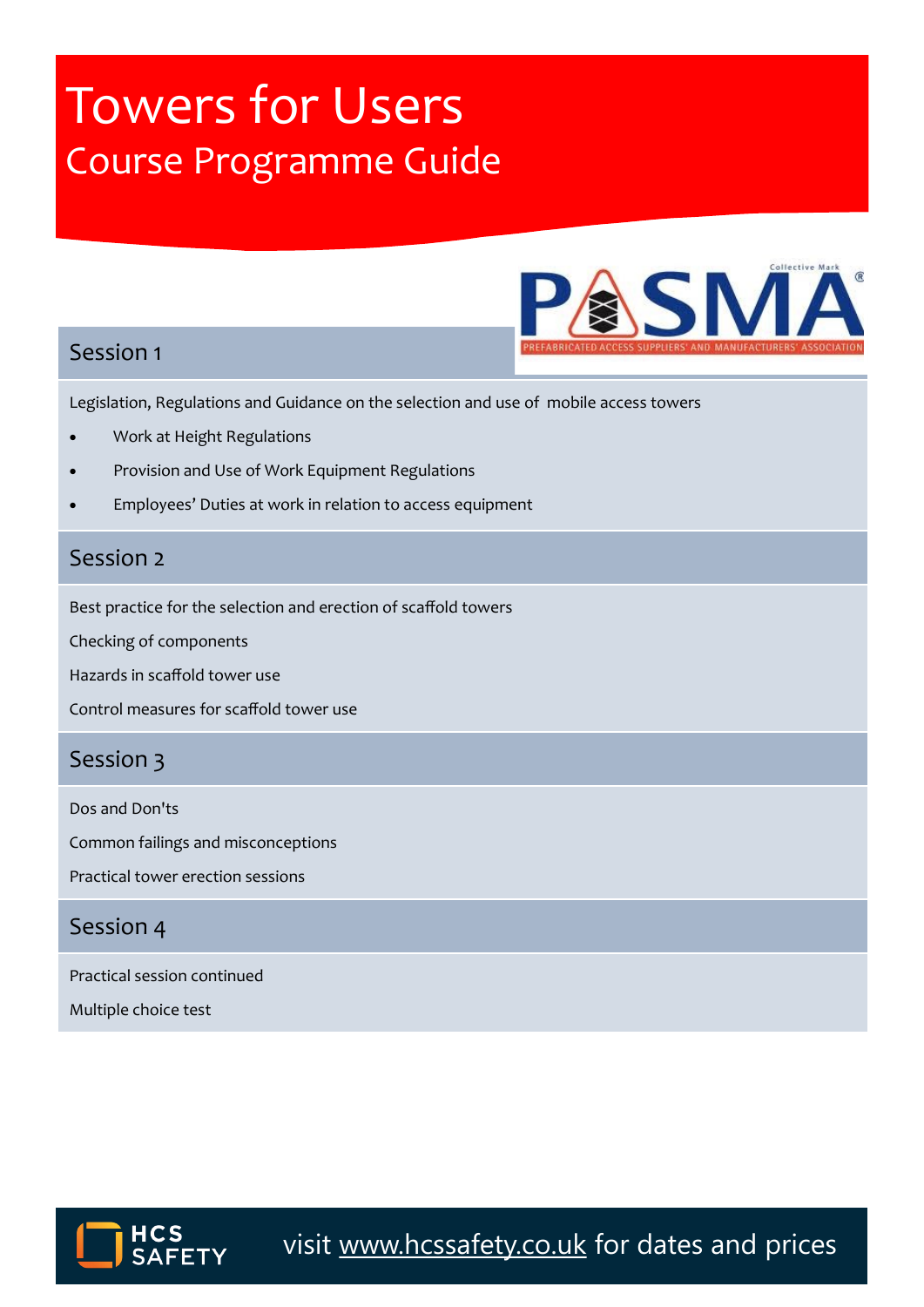# Towers for Users

## Course Programme Guide

PASMA
Collective Mark
PREFABRICATED ACCESS SUPPLIERS' AND MANUFACTURERS' ASSOCIATION

## Session 1

Legislation, Regulations and Guidance on the selection and use of mobile access towers

- Work at Height Regulations
- Provision and Use of Work Equipment Regulations
- Employees' Duties at work in relation to access equipment

## Session 2

Best practice for the selection and erection of scaffold towers

Checking of components

Hazards in scaffold tower use

Control measures for scaffold tower use

## Session 3

Dos and Don'ts

Common failings and misconceptions

Practical tower erection sessions

## Session 4

Practical session continued

Multiple choice test

HCS SAFETY

visit www.hcssafety.co.uk for dates and prices